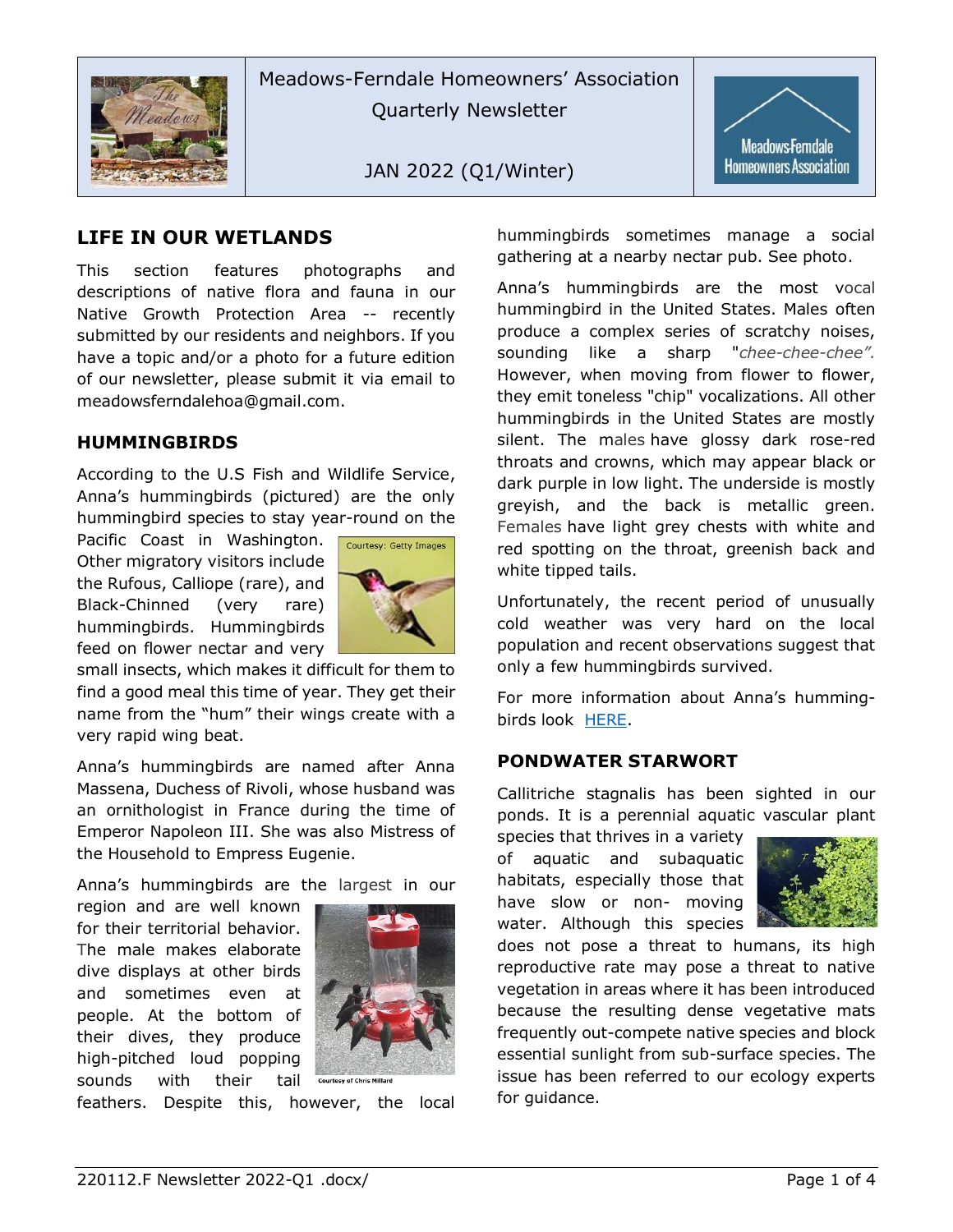Meadows-Ferndale Homeowners' Association

Quarterly Newsletter

JAN 2022 (Q1/Winter)

## LIFE IN OUR WETLANDS

This section features photographs and descriptions of native flora and fauna in our Native Growth Protection Area -- recently submitted by our residents and neighbors. If you have a topic and/or a photo for a future edition of our newsletter, please submit it via email to meadowsferndalehoa@gmail.com.

### HUMMINGBIRDS

According to the U.S Fish and Wildlife Service, Anna's hummingbirds (pictured) are the only hummingbird species to stay year-round on the Pacific Coast in Washington. Other migratory visitors include the Rufous, Calliope (rare), and Black-Chinned (very rare) hummingbirds. Hummingbirds feed on flower nectar and very small insects, which makes it difficult for them to find a good meal this time of year. They get their name from the "hum" their wings create with a very rapid wing beat.

Courtesy: Getty Images

Anna's hummingbirds are named after Anna Massena, Duchess of Rivoli, whose husband was an ornithologist in France during the time of Emperor Napoleon III. She was also Mistress of the Household to Empress Eugenie.

Anna's hummingbirds are the largest in our region and are well known for their territorial behavior. The male makes elaborate dive displays at other birds and sometimes even at people. At the bottom of their dives, they produce high-pitched loud popping sounds with their tail feathers. Despite this, however, the local hummingbirds sometimes manage a social gathering at a nearby nectar pub. See photo.

Courtesy of Chris Millard

Anna's hummingbirds are the most vocal hummingbird in the United States. Males often produce a complex series of scratchy noises, sounding like a sharp "*chee-chee-chee".* However, when moving from flower to flower, they emit toneless "chip" vocalizations. All other hummingbirds in the United States are mostly silent. The males have glossy dark rose-red throats and crowns, which may appear black or dark purple in low light. The underside is mostly greyish, and the back is metallic green. Females have light grey chests with white and red spotting on the throat, greenish back and white tipped tails.

Unfortunately, the recent period of unusually cold weather was very hard on the local population and recent observations suggest that only a few hummingbirds survived.

For more information about Anna's humming-birds look HERE.

### PONDWATER STARWORT

Callitriche stagnalis has been sighted in our ponds. It is a perennial aquatic vascular plant species that thrives in a variety of aquatic and subaquatic habitats, especially those that have slow or non- moving water. Although this species does not pose a threat to humans, its high reproductive rate may pose a threat to native vegetation in areas where it has been introduced because the resulting dense vegetative mats frequently out-compete native species and block essential sunlight from sub-surface species. The issue has been referred to our ecology experts for guidance.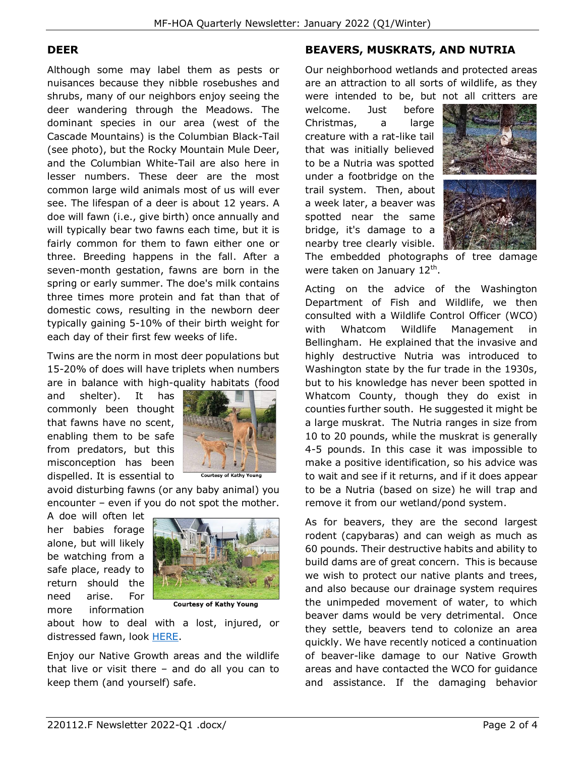## DEER

Although some may label them as pests or nuisances because they nibble rosebushes and shrubs, many of our neighbors enjoy seeing the deer wandering through the Meadows. The dominant species in our area (west of the Cascade Mountains) is the Columbian Black-Tail (see photo), but the Rocky Mountain Mule Deer, and the Columbian White-Tail are also here in lesser numbers. These deer are the most common large wild animals most of us will ever see. The lifespan of a deer is about 12 years. A doe will fawn (i.e., give birth) once annually and will typically bear two fawns each time, but it is fairly common for them to fawn either one or three. Breeding happens in the fall. After a seven-month gestation, fawns are born in the spring or early summer. The doe's milk contains three times more protein and fat than that of domestic cows, resulting in the newborn deer typically gaining 5-10% of their birth weight for each day of their first few weeks of life.

Twins are the norm in most deer populations but 15-20% of does will have triplets when numbers are in balance with high-quality habitats (food and shelter). It has commonly been thought that fawns have no scent, enabling them to be safe from predators, but this misconception has been dispelled. It is essential to avoid disturbing fawns (or any baby animal) you encounter – even if you do not spot the mother.

Courtesy of Kathy Young

A doe will often let her babies forage alone, but will likely be watching from a safe place, ready to return should the need arise. For more information about how to deal with a lost, injured, or distressed fawn, look HERE.

Courtesy of Kathy Young

Enjoy our Native Growth areas and the wildlife that live or visit there – and do all you can to keep them (and yourself) safe.

## BEAVERS, MUSKRATS, AND NUTRIA

Our neighborhood wetlands and protected areas are an attraction to all sorts of wildlife, as they were intended to be, but not all critters are welcome. Just before Christmas, a large creature with a rat-like tail that was initially believed to be a Nutria was spotted under a footbridge on the trail system. Then, about a week later, a beaver was spotted near the same bridge, it's damage to a nearby tree clearly visible. The embedded photographs of tree damage were taken on January 12th.

Acting on the advice of the Washington Department of Fish and Wildlife, we then consulted with a Wildlife Control Officer (WCO) with Whatcom Wildlife Management in Bellingham. He explained that the invasive and highly destructive Nutria was introduced to Washington state by the fur trade in the 1930s, but to his knowledge has never been spotted in Whatcom County, though they do exist in counties further south. He suggested it might be a large muskrat. The Nutria ranges in size from 10 to 20 pounds, while the muskrat is generally 4-5 pounds. In this case it was impossible to make a positive identification, so his advice was to wait and see if it returns, and if it does appear to be a Nutria (based on size) he will trap and remove it from our wetland/pond system.

As for beavers, they are the second largest rodent (capybaras) and can weigh as much as 60 pounds. Their destructive habits and ability to build dams are of great concern. This is because we wish to protect our native plants and trees, and also because our drainage system requires the unimpeded movement of water, to which beaver dams would be very detrimental. Once they settle, beavers tend to colonize an area quickly. We have recently noticed a continuation of beaver-like damage to our Native Growth areas and have contacted the WCO for guidance and assistance. If the damaging behavior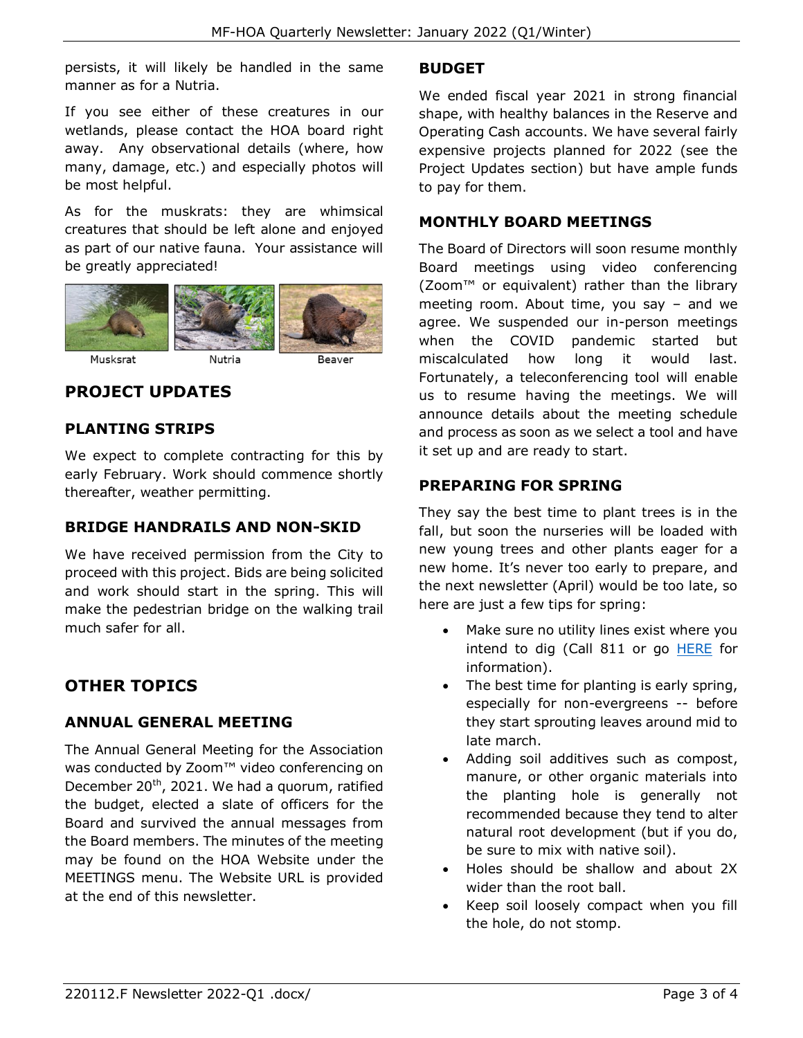persists, it will likely be handled in the same manner as for a Nutria.

If you see either of these creatures in our wetlands, please contact the HOA board right away. Any observational details (where, how many, damage, etc.) and especially photos will be most helpful.

As for the muskrats: they are whimsical creatures that should be left alone and enjoyed as part of our native fauna. Your assistance will be greatly appreciated!

Musksrat Nutria Beaver

## PROJECT UPDATES

### PLANTING STRIPS

We expect to complete contracting for this by early February. Work should commence shortly thereafter, weather permitting.

### BRIDGE HANDRAILS AND NON-SKID

We have received permission from the City to proceed with this project. Bids are being solicited and work should start in the spring. This will make the pedestrian bridge on the walking trail much safer for all.

## OTHER TOPICS

### ANNUAL GENERAL MEETING

The Annual General Meeting for the Association was conducted by Zoom™ video conferencing on December 20th, 2021. We had a quorum, ratified the budget, elected a slate of officers for the Board and survived the annual messages from the Board members. The minutes of the meeting may be found on the HOA Website under the MEETINGS menu. The Website URL is provided at the end of this newsletter.

### BUDGET

We ended fiscal year 2021 in strong financial shape, with healthy balances in the Reserve and Operating Cash accounts. We have several fairly expensive projects planned for 2022 (see the Project Updates section) but have ample funds to pay for them.

### MONTHLY BOARD MEETINGS

The Board of Directors will soon resume monthly Board meetings using video conferencing (Zoom™ or equivalent) rather than the library meeting room. About time, you say – and we agree. We suspended our in-person meetings when the COVID pandemic started but miscalculated how long it would last. Fortunately, a teleconferencing tool will enable us to resume having the meetings. We will announce details about the meeting schedule and process as soon as we select a tool and have it set up and are ready to start.

### PREPARING FOR SPRING

They say the best time to plant trees is in the fall, but soon the nurseries will be loaded with new young trees and other plants eager for a new home. It's never too early to prepare, and the next newsletter (April) would be too late, so here are just a few tips for spring:

- Make sure no utility lines exist where you intend to dig (Call 811 or go HERE for information).
- The best time for planting is early spring, especially for non-evergreens -- before they start sprouting leaves around mid to late march.
- Adding soil additives such as compost, manure, or other organic materials into the planting hole is generally not recommended because they tend to alter natural root development (but if you do, be sure to mix with native soil).
- Holes should be shallow and about 2X wider than the root ball.
- Keep soil loosely compact when you fill the hole, do not stomp.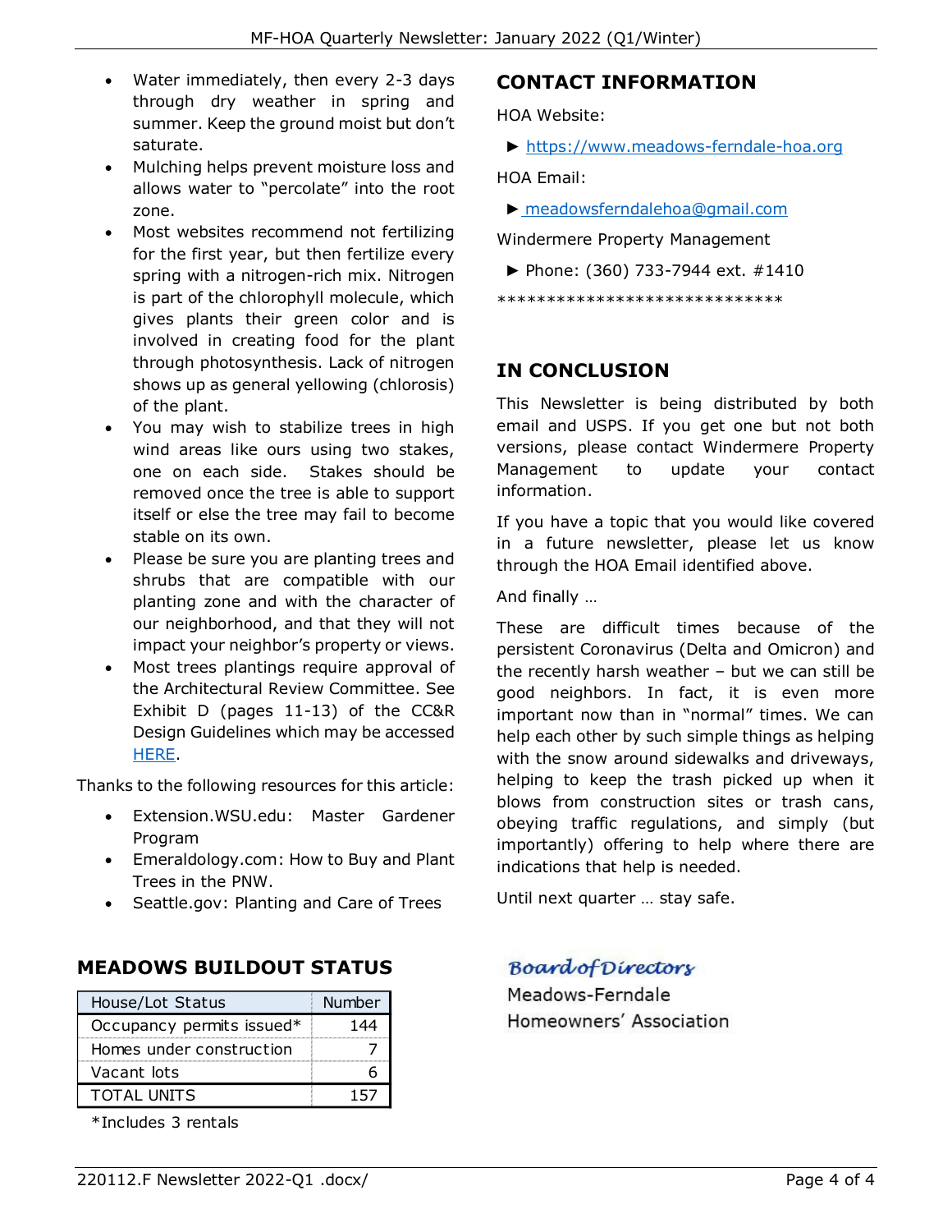- Water immediately, then every 2-3 days through dry weather in spring and summer. Keep the ground moist but don't saturate.
- Mulching helps prevent moisture loss and allows water to "percolate" into the root zone.
- Most websites recommend not fertilizing for the first year, but then fertilize every spring with a nitrogen-rich mix. Nitrogen is part of the chlorophyll molecule, which gives plants their green color and is involved in creating food for the plant through photosynthesis. Lack of nitrogen shows up as general yellowing (chlorosis) of the plant.
- You may wish to stabilize trees in high wind areas like ours using two stakes, one on each side. Stakes should be removed once the tree is able to support itself or else the tree may fail to become stable on its own.
- Please be sure you are planting trees and shrubs that are compatible with our planting zone and with the character of our neighborhood, and that they will not impact your neighbor's property or views.
- Most trees plantings require approval of the Architectural Review Committee. See Exhibit D (pages 11-13) of the CC&R Design Guidelines which may be accessed HERE.

Thanks to the following resources for this article:

- Extension.WSU.edu: Master Gardener Program
- Emeraldology.com: How to Buy and Plant Trees in the PNW.
- Seattle.gov: Planting and Care of Trees

## MEADOWS BUILDOUT STATUS

| House/Lot Status | Number |
|---|---|
| Occupancy permits issued* | 144 |
| Homes under construction | 7 |
| Vacant lots | 6 |
| TOTAL UNITS | 157 |

*Includes 3 rentals

## CONTACT INFORMATION

HOA Website:

► https://www.meadows-ferndale-hoa.org

HOA Email:

► meadowsferndalehoa@gmail.com

Windermere Property Management

► Phone: (360) 733-7944 ext. #1410

*****************************

## IN CONCLUSION

This Newsletter is being distributed by both email and USPS. If you get one but not both versions, please contact Windermere Property Management to update your contact information.

If you have a topic that you would like covered in a future newsletter, please let us know through the HOA Email identified above.

And finally …

These are difficult times because of the persistent Coronavirus (Delta and Omicron) and the recently harsh weather – but we can still be good neighbors. In fact, it is even more important now than in "normal" times. We can help each other by such simple things as helping with the snow around sidewalks and driveways, helping to keep the trash picked up when it blows from construction sites or trash cans, obeying traffic regulations, and simply (but importantly) offering to help where there are indications that help is needed.

Until next quarter … stay safe.

*Board of Directors*

Meadows-Ferndale

Homeowners' Association